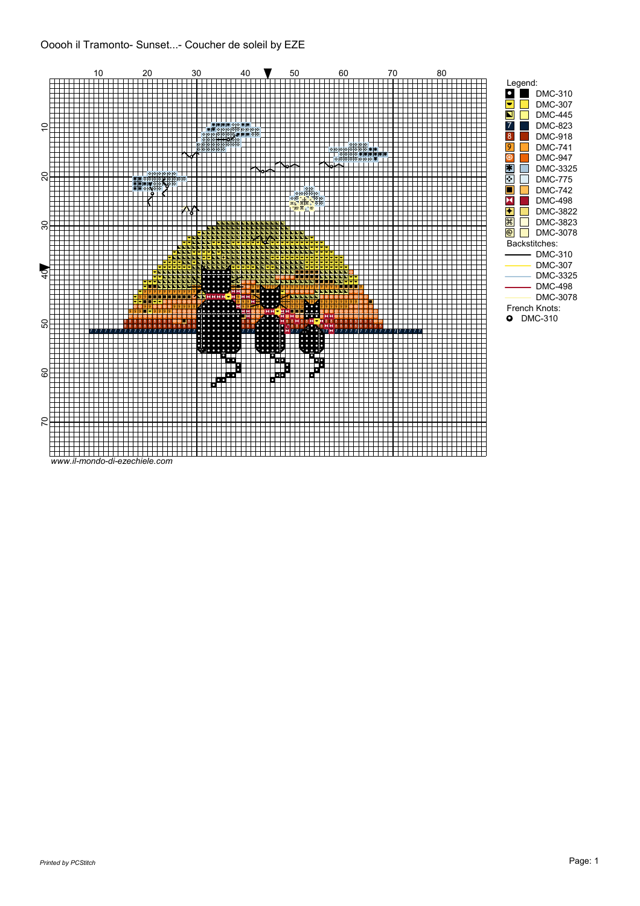Ooooh il Tramonto- Sunset...- Coucher de soleil by EZE

www.il-mondo-di-ezechiele.com

Legend:

- DMC-310
- DMC-307
- DMC-445
- DMC-823
- DMC-918
- DMC-741
- DMC-947
- DMC-3325
- DMC-775
- DMC-742
- DMC-498
- DMC-3822
- DMC-3823
- DMC-3078

Backstitches:

- DMC-310
- DMC-307
- DMC-3325
- DMC-498
- DMC-3078

French Knots:

- DMC-310

*Printed by PCStitch*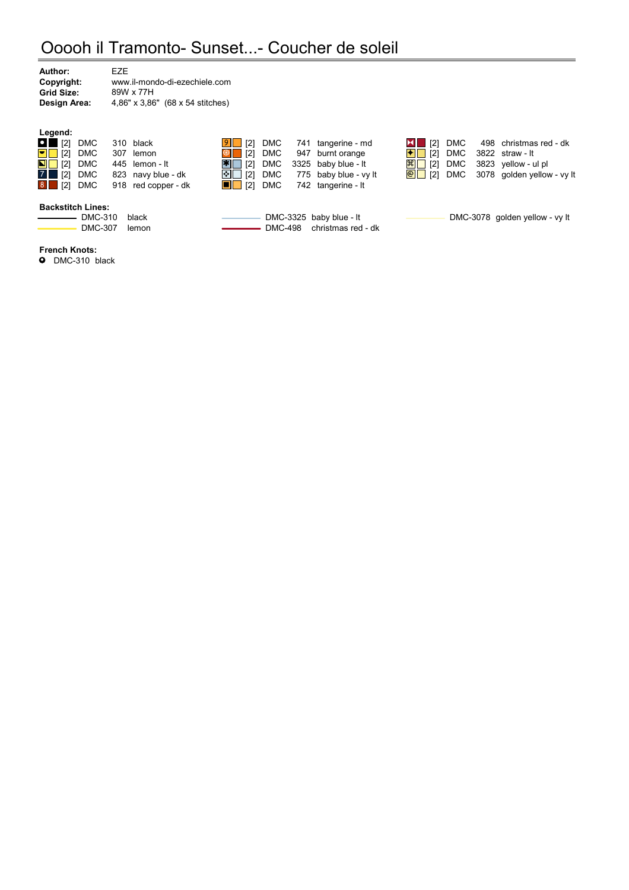# Ooooh il Tramonto- Sunset...- Coucher de soleil

**Author:** EZE
**Copyright:** www.il-mondo-di-ezechiele.com
**Grid Size:** 89W x 77H
**Design Area:** 4,86" x 3,86" (68 x 54 stitches)

**Legend:**

| | | | |
|---|---|---|---|
| [2] | DMC | 310 | black |
| [2] | DMC | 307 | lemon |
| [2] | DMC | 445 | lemon - lt |
| [2] | DMC | 823 | navy blue - dk |
| [2] | DMC | 918 | red copper - dk |
| [2] | DMC | 741 | tangerine - md |
| [2] | DMC | 947 | burnt orange |
| [2] | DMC | 3325 | baby blue - lt |
| [2] | DMC | 775 | baby blue - vy lt |
| [2] | DMC | 742 | tangerine - lt |
| [2] | DMC | 498 | christmas red - dk |
| [2] | DMC | 3822 | straw - lt |
| [2] | DMC | 3823 | yellow - ul pl |
| [2] | DMC | 3078 | golden yellow - vy lt |

**Backstitch Lines:**

- DMC-310 black
- DMC-307 lemon
- DMC-3325 baby blue - lt
- DMC-498 christmas red - dk
- DMC-3078 golden yellow - vy lt

**French Knots:**

- DMC-310 black